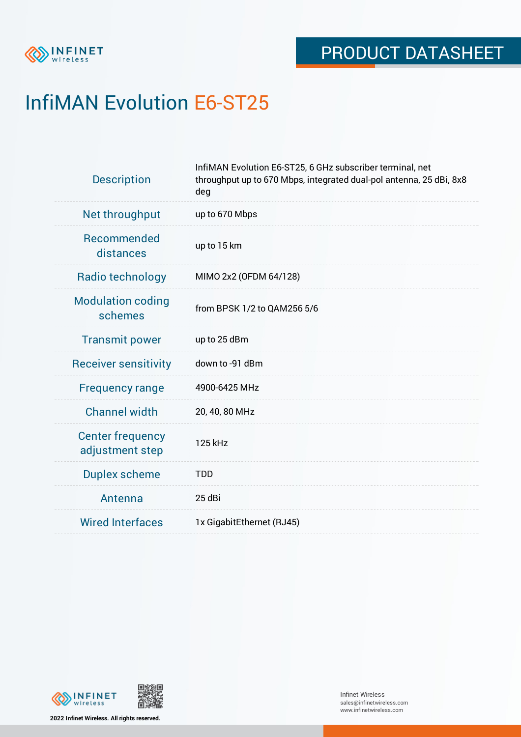PRODUCT DATASHEET

# InfiMAN Evolution E6-ST25

| | |
|---|---|
| Description | InfiMAN Evolution E6-ST25, 6 GHz subscriber terminal, net throughput up to 670 Mbps, integrated dual-pol antenna, 25 dBi, 8x8 deg |
| Net throughput | up to 670 Mbps |
| Recommended distances | up to 15 km |
| Radio technology | MIMO 2x2 (OFDM 64/128) |
| Modulation coding schemes | from BPSK 1/2 to QAM256 5/6 |
| Transmit power | up to 25 dBm |
| Receiver sensitivity | down to -91 dBm |
| Frequency range | 4900-6425 MHz |
| Channel width | 20, 40, 80 MHz |
| Center frequency adjustment step | 125 kHz |
| Duplex scheme | TDD |
| Antenna | 25 dBi |
| Wired Interfaces | 1x GigabitEthernet (RJ45) |

2022 Infinet Wireless. All rights reserved.

Infinet Wireless
sales@infinetwireless.com
www.infinetwireless.com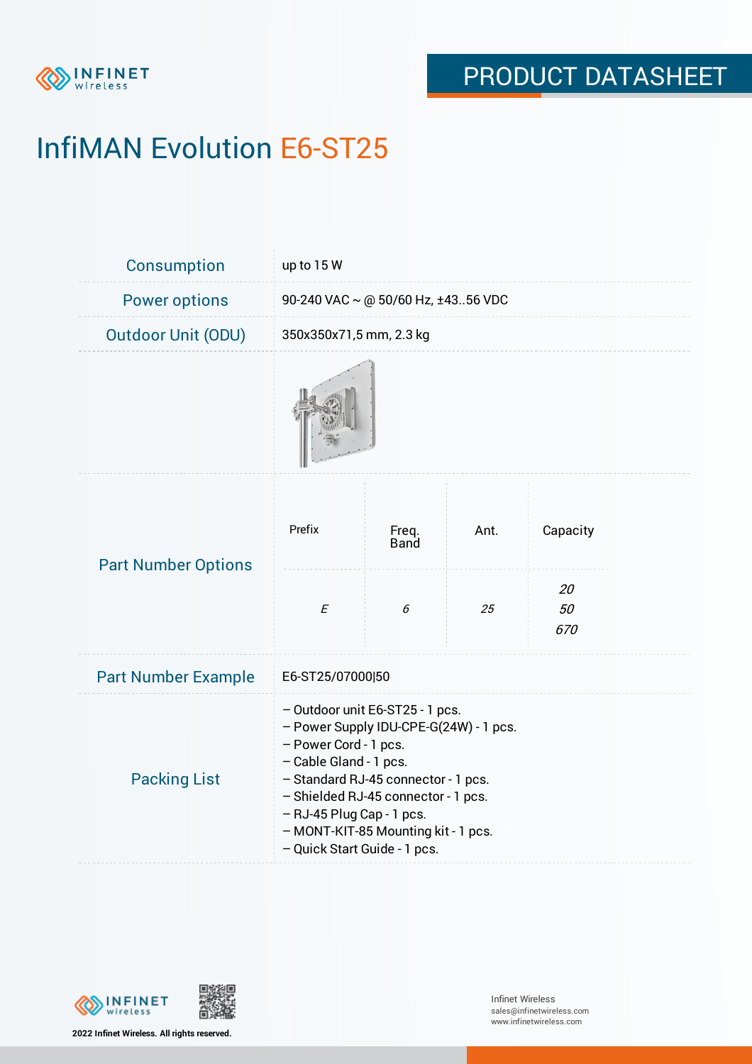# InfiMAN Evolution E6-ST25

| | |
|---|---|
| Consumption | up to 15 W |
| Power options | 90-240 VAC ~ @ 50/60 Hz, ±43..56 VDC |
| Outdoor Unit (ODU) | 350x350x71,5 mm, 2.3 kg |

**Part Number Options**

| Prefix | Freq. Band | Ant. | Capacity |
|---|---|---|---|
| *E* | *6* | *25* | *20* *50* *670* |

| | |
|---|---|
| Part Number Example | E6-ST25/07000\|50 |

**Packing List**

– Outdoor unit E6-ST25 - 1 pcs.
– Power Supply IDU-CPE-G(24W) - 1 pcs.
– Power Cord - 1 pcs.
– Cable Gland - 1 pcs.
– Standard RJ-45 connector - 1 pcs.
– Shielded RJ-45 connector - 1 pcs.
– RJ-45 Plug Cap - 1 pcs.
– MONT-KIT-85 Mounting kit - 1 pcs.
– Quick Start Guide - 1 pcs.

2022 Infinet Wireless. All rights reserved.

Infinet Wireless
sales@infinetwireless.com
www.infinetwireless.com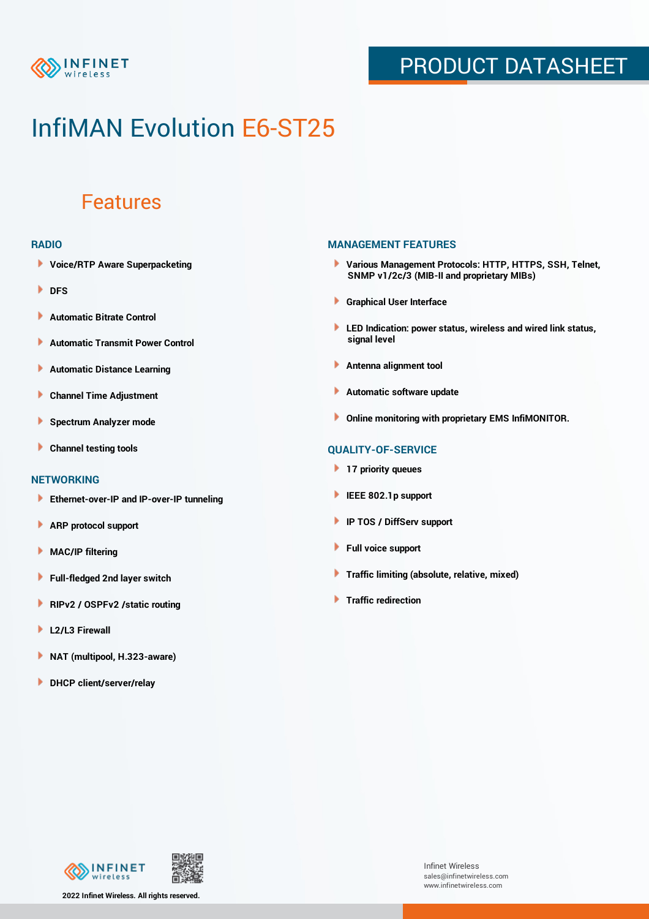# InfiMAN Evolution E6-ST25

## Features

### RADIO

- Voice/RTP Aware Superpacketing
- DFS
- Automatic Bitrate Control
- Automatic Transmit Power Control
- Automatic Distance Learning
- Channel Time Adjustment
- Spectrum Analyzer mode
- Channel testing tools

### NETWORKING

- Ethernet-over-IP and IP-over-IP tunneling
- ARP protocol support
- MAC/IP filtering
- Full-fledged 2nd layer switch
- RIPv2 / OSPFv2 /static routing
- L2/L3 Firewall
- NAT (multipool, H.323-aware)
- DHCP client/server/relay

### MANAGEMENT FEATURES

- Various Management Protocols: HTTP, HTTPS, SSH, Telnet, SNMP v1/2c/3 (MIB-II and proprietary MIBs)
- Graphical User Interface
- LED Indication: power status, wireless and wired link status, signal level
- Antenna alignment tool
- Automatic software update
- Online monitoring with proprietary EMS InfiMONITOR.

### QUALITY-OF-SERVICE

- 17 priority queues
- IEEE 802.1p support
- IP TOS / DiffServ support
- Full voice support
- Traffic limiting (absolute, relative, mixed)
- Traffic redirection

2022 Infinet Wireless. All rights reserved.

Infinet Wireless
sales@infinetwireless.com
www.infinetwireless.com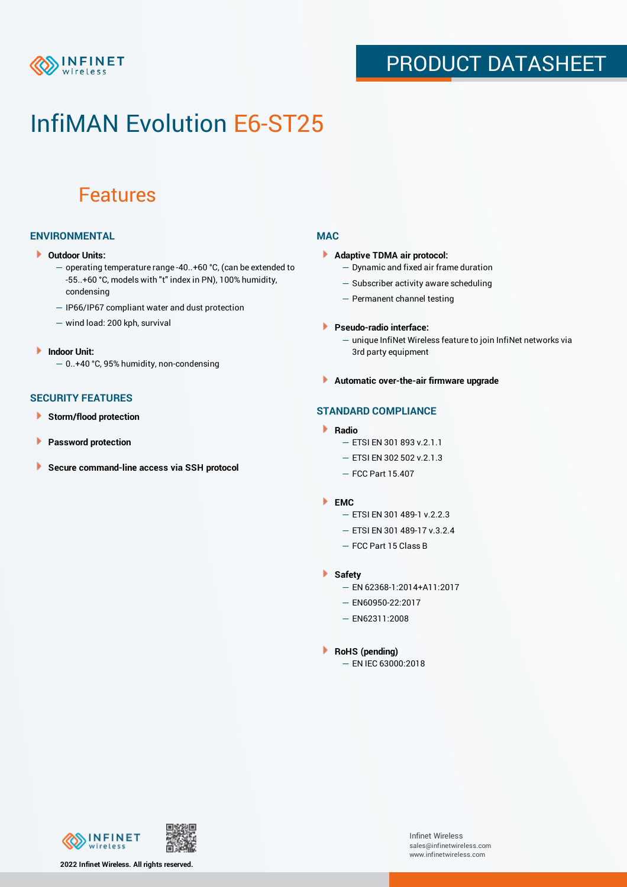# InfiMAN Evolution E6-ST25

## Features

### ENVIRONMENTAL

- **Outdoor Units:**
  - operating temperature range -40..+60 °C, (can be extended to -55..+60 °C, models with "t" index in PN), 100% humidity, condensing
  - IP66/IP67 compliant water and dust protection
  - wind load: 200 kph, survival
- **Indoor Unit:**
  - 0..+40 °C, 95% humidity, non-condensing

### SECURITY FEATURES

- **Storm/flood protection**
- **Password protection**
- **Secure command-line access via SSH protocol**

### MAC

- **Adaptive TDMA air protocol:**
  - Dynamic and fixed air frame duration
  - Subscriber activity aware scheduling
  - Permanent channel testing
- **Pseudo-radio interface:**
  - unique InfiNet Wireless feature to join InfiNet networks via 3rd party equipment
- **Automatic over-the-air firmware upgrade**

### STANDARD COMPLIANCE

- **Radio**
  - ETSI EN 301 893 v.2.1.1
  - ETSI EN 302 502 v.2.1.3
  - FCC Part 15.407
- **EMC**
  - ETSI EN 301 489-1 v.2.2.3
  - ETSI EN 301 489-17 v.3.2.4
  - FCC Part 15 Class B
- **Safety**
  - EN 62368-1:2014+A11:2017
  - EN60950-22:2017
  - EN62311:2008
- **RoHS (pending)**
  - EN IEC 63000:2018

2022 Infinet Wireless. All rights reserved.

Infinet Wireless
sales@infinetwireless.com
www.infinetwireless.com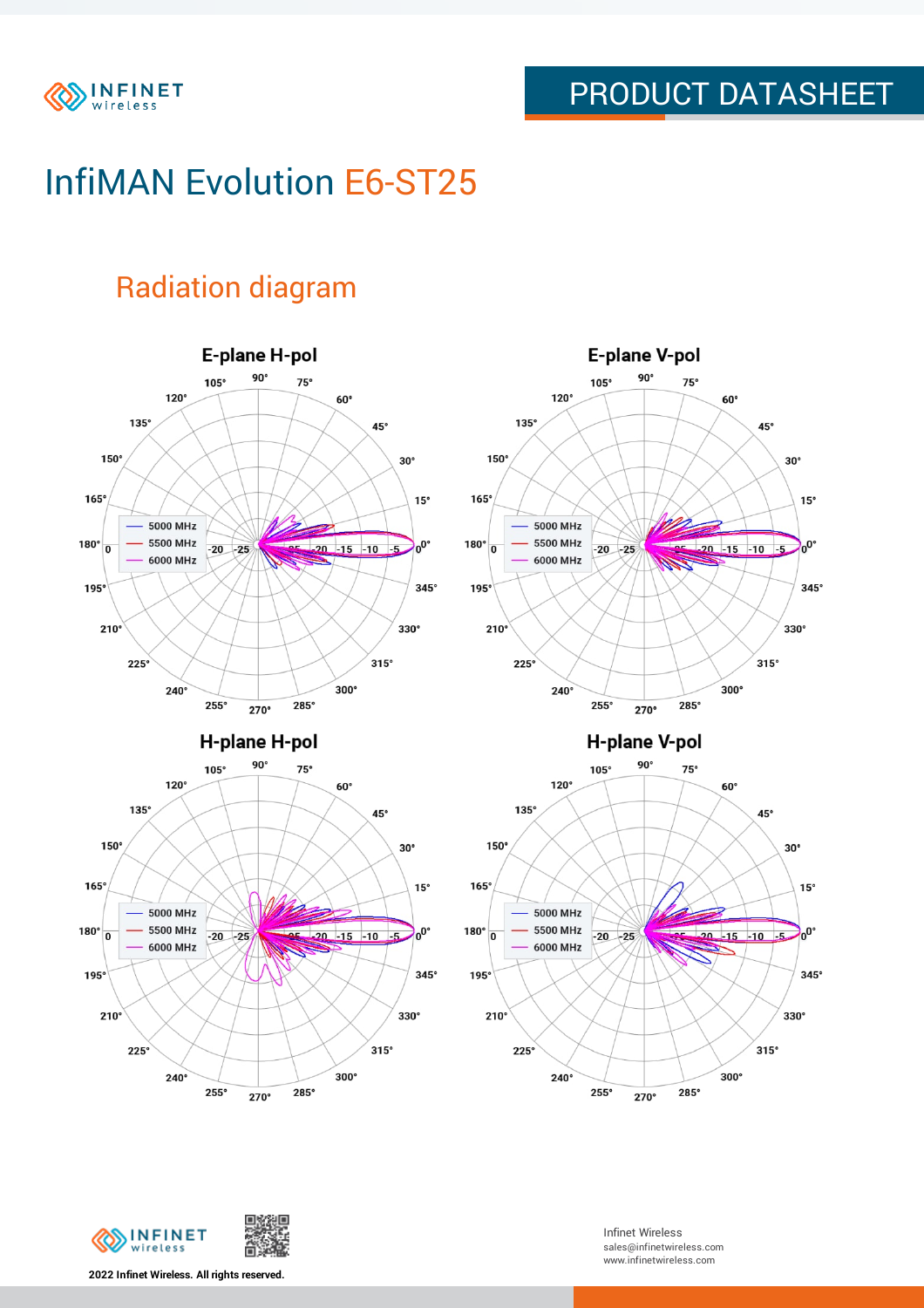# InfiMAN Evolution E6-ST25

## Radiation diagram

**E-plane H-pol**

90° 75° 60° 45° 30° 15° 0° 345° 330° 315° 300° 285° 270° 255° 240° 225° 210° 195° 180° 165° 150° 135° 120° 105°

0 -20 -25 -25 -20 -15 -10 -5

5000 MHz
5500 MHz
6000 MHz

**E-plane V-pol**

90° 75° 60° 45° 30° 15° 0° 345° 330° 315° 300° 285° 270° 255° 240° 225° 210° 195° 180° 165° 150° 135° 120° 105°

0 -20 -25 -25 -20 -15 -10 -5

5000 MHz
5500 MHz
6000 MHz

**H-plane H-pol**

90° 75° 60° 45° 30° 15° 0° 345° 330° 315° 300° 285° 270° 255° 240° 225° 210° 195° 180° 165° 150° 135° 120° 105°

0 -20 -25 -25 -20 -15 -10 -5

5000 MHz
5500 MHz
6000 MHz

**H-plane V-pol**

90° 75° 60° 45° 30° 15° 0° 345° 330° 315° 300° 285° 270° 255° 240° 225° 210° 195° 180° 165° 150° 135° 120° 105°

0 -20 -25 -25 -20 -15 -10 -5

5000 MHz
5500 MHz
6000 MHz

2022 Infinet Wireless. All rights reserved.

Infinet Wireless
sales@infinetwireless.com
www.infinetwireless.com